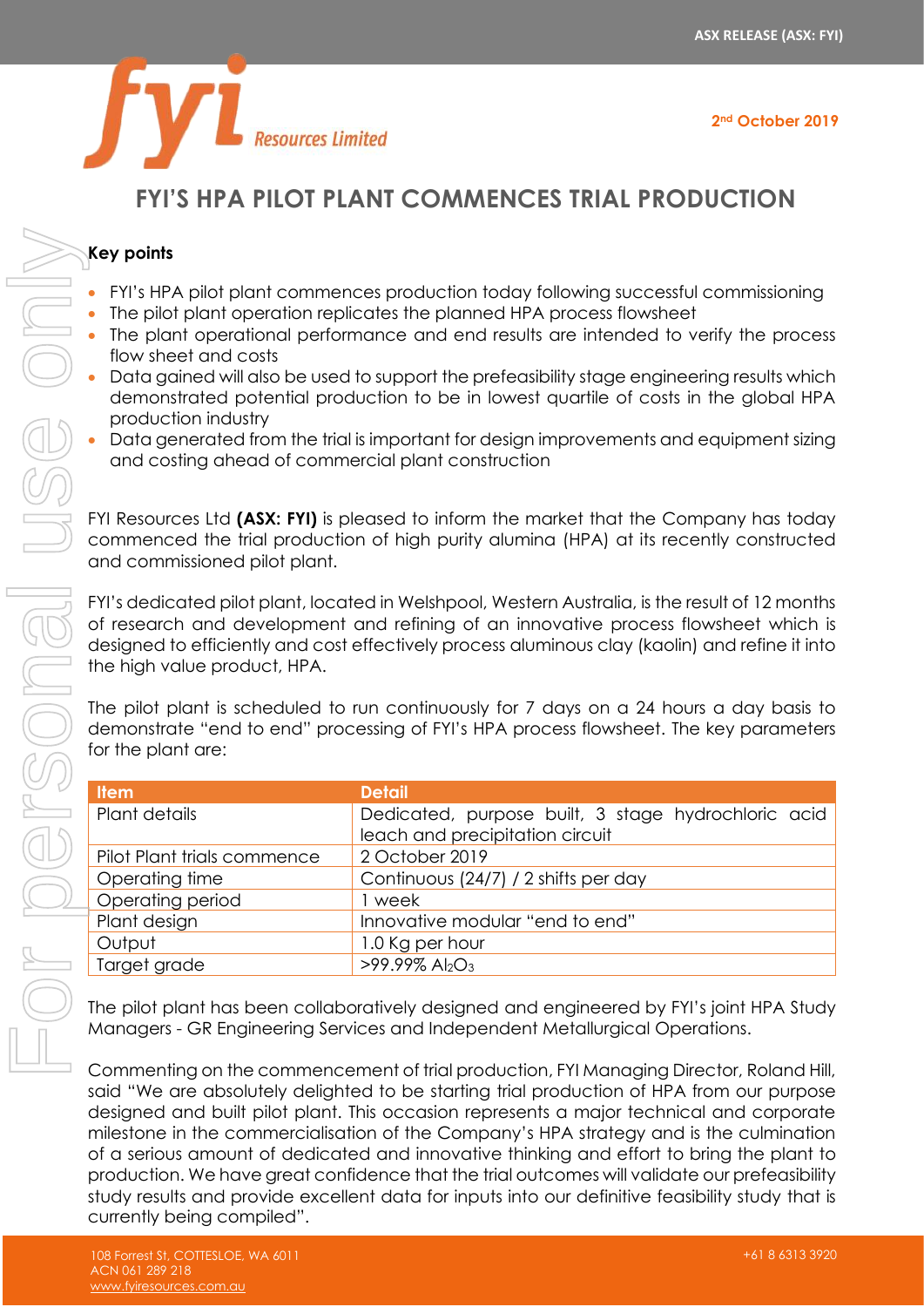ASX RELEASE (ASX: FYI)

2nd October 2019

# FYI'S HPA PILOT PLANT COMMENCES TRIAL PRODUCTION

**Key points**

- FYI's HPA pilot plant commences production today following successful commissioning
- The pilot plant operation replicates the planned HPA process flowsheet
- The plant operational performance and end results are intended to verify the process flow sheet and costs
- Data gained will also be used to support the prefeasibility stage engineering results which demonstrated potential production to be in lowest quartile of costs in the global HPA production industry
- Data generated from the trial is important for design improvements and equipment sizing and costing ahead of commercial plant construction

FYI Resources Ltd **(ASX: FYI)** is pleased to inform the market that the Company has today commenced the trial production of high purity alumina (HPA) at its recently constructed and commissioned pilot plant.

FYI's dedicated pilot plant, located in Welshpool, Western Australia, is the result of 12 months of research and development and refining of an innovative process flowsheet which is designed to efficiently and cost effectively process aluminous clay (kaolin) and refine it into the high value product, HPA.

The pilot plant is scheduled to run continuously for 7 days on a 24 hours a day basis to demonstrate "end to end" processing of FYI's HPA process flowsheet. The key parameters for the plant are:

| Item | Detail |
|---|---|
| Plant details | Dedicated, purpose built, 3 stage hydrochloric acid leach and precipitation circuit |
| Pilot Plant trials commence | 2 October 2019 |
| Operating time | Continuous (24/7) / 2 shifts per day |
| Operating period | 1 week |
| Plant design | Innovative modular "end to end" |
| Output | 1.0 Kg per hour |
| Target grade | >99.99% $Al_2O_3$ |

The pilot plant has been collaboratively designed and engineered by FYI's joint HPA Study Managers - GR Engineering Services and Independent Metallurgical Operations.

Commenting on the commencement of trial production, FYI Managing Director, Roland Hill, said "We are absolutely delighted to be starting trial production of HPA from our purpose designed and built pilot plant. This occasion represents a major technical and corporate milestone in the commercialisation of the Company's HPA strategy and is the culmination of a serious amount of dedicated and innovative thinking and effort to bring the plant to production. We have great confidence that the trial outcomes will validate our prefeasibility study results and provide excellent data for inputs into our definitive feasibility study that is currently being compiled".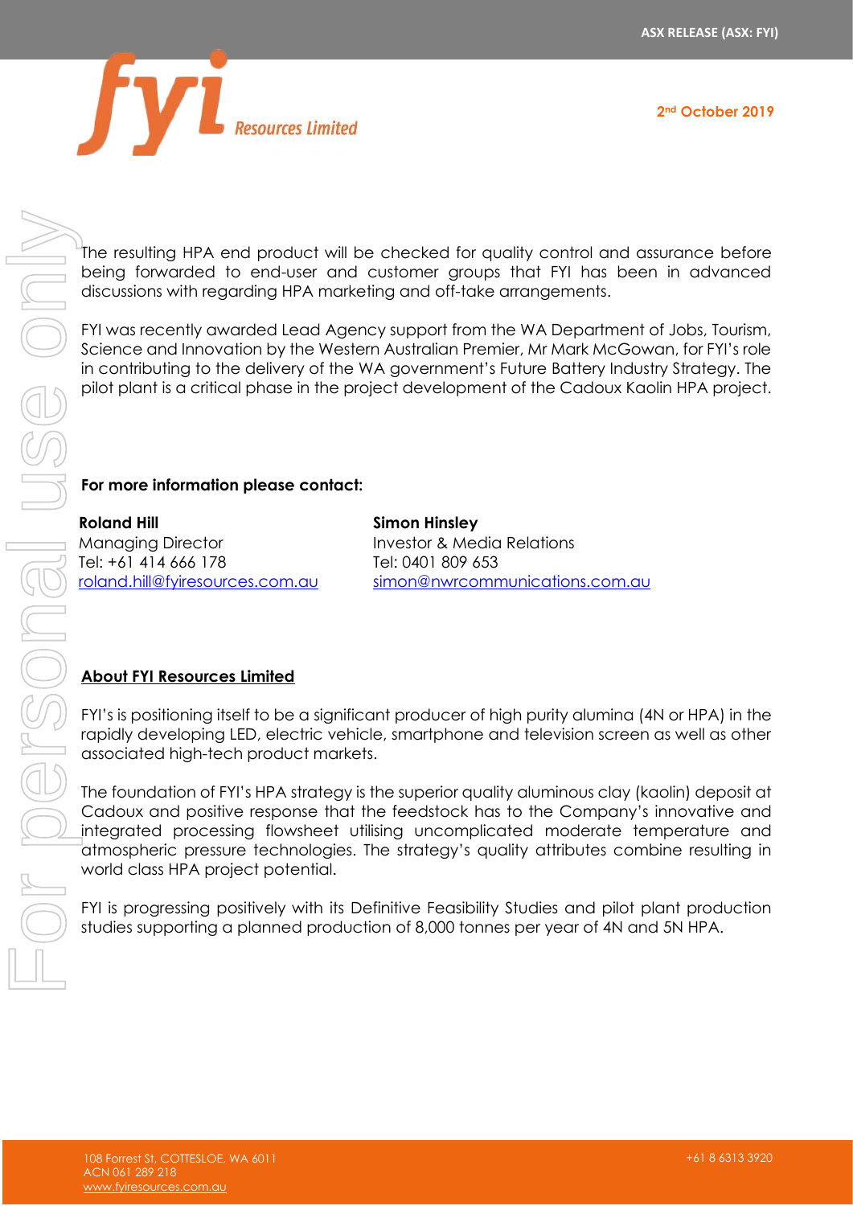The resulting HPA end product will be checked for quality control and assurance before being forwarded to end-user and customer groups that FYI has been in advanced discussions with regarding HPA marketing and off-take arrangements.

FYI was recently awarded Lead Agency support from the WA Department of Jobs, Tourism, Science and Innovation by the Western Australian Premier, Mr Mark McGowan, for FYI's role in contributing to the delivery of the WA government's Future Battery Industry Strategy. The pilot plant is a critical phase in the project development of the Cadoux Kaolin HPA project.

**For more information please contact:**

**Roland Hill**
Managing Director
Tel: +61 414 666 178
roland.hill@fyiresources.com.au

**Simon Hinsley**
Investor & Media Relations
Tel: 0401 809 653
simon@nwrcommunications.com.au

## About FYI Resources Limited

FYI's is positioning itself to be a significant producer of high purity alumina (4N or HPA) in the rapidly developing LED, electric vehicle, smartphone and television screen as well as other associated high-tech product markets.

The foundation of FYI's HPA strategy is the superior quality aluminous clay (kaolin) deposit at Cadoux and positive response that the feedstock has to the Company's innovative and integrated processing flowsheet utilising uncomplicated moderate temperature and atmospheric pressure technologies. The strategy's quality attributes combine resulting in world class HPA project potential.

FYI is progressing positively with its Definitive Feasibility Studies and pilot plant production studies supporting a planned production of 8,000 tonnes per year of 4N and 5N HPA.